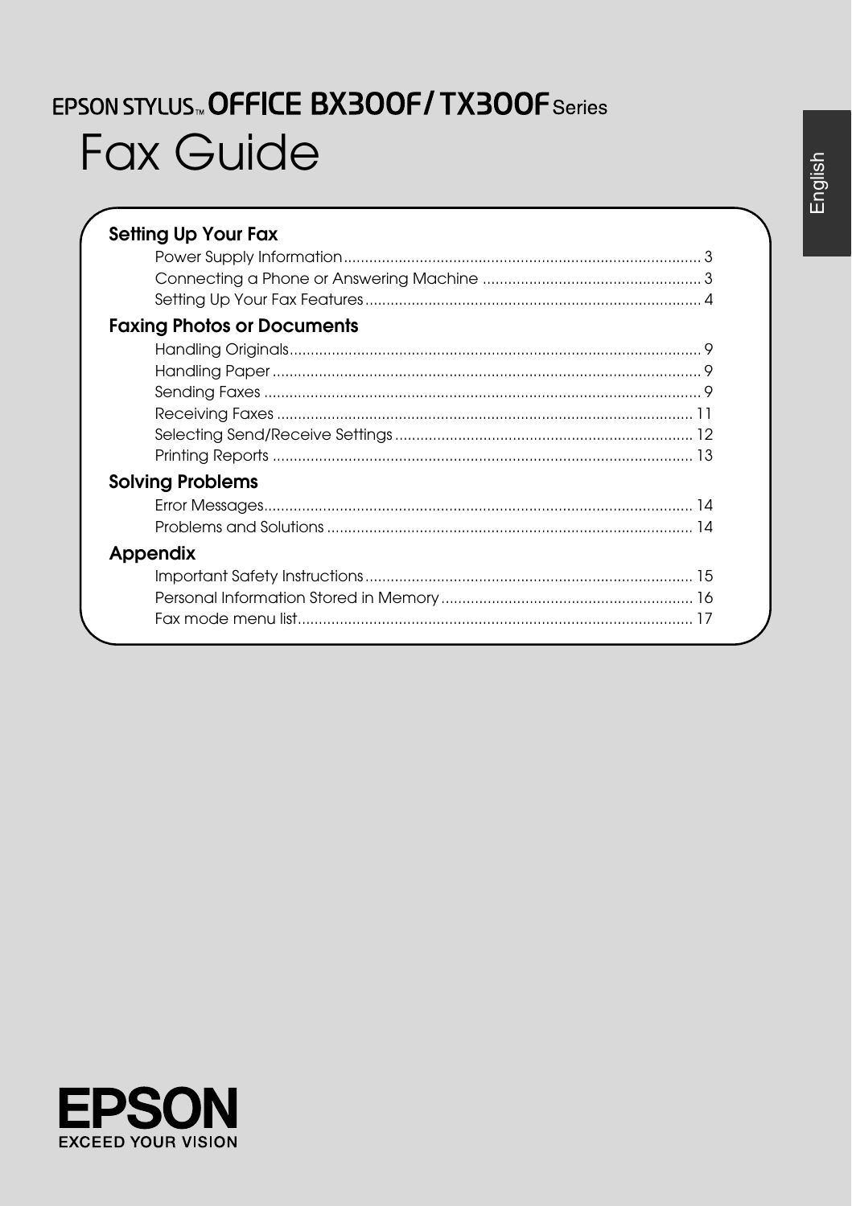EPSON STYLUS™ OFFICE BX300F / TX300F Series

# Fax Guide

English

## Setting Up Your Fax

- Power Supply Information .......... 3
- Connecting a Phone or Answering Machine .......... 3
- Setting Up Your Fax Features .......... 4

## Faxing Photos or Documents

- Handling Originals .......... 9
- Handling Paper .......... 9
- Sending Faxes .......... 9
- Receiving Faxes .......... 11
- Selecting Send/Receive Settings .......... 12
- Printing Reports .......... 13

## Solving Problems

- Error Messages .......... 14
- Problems and Solutions .......... 14

## Appendix

- Important Safety Instructions .......... 15
- Personal Information Stored in Memory .......... 16
- Fax mode menu list .......... 17

EPSON
EXCEED YOUR VISION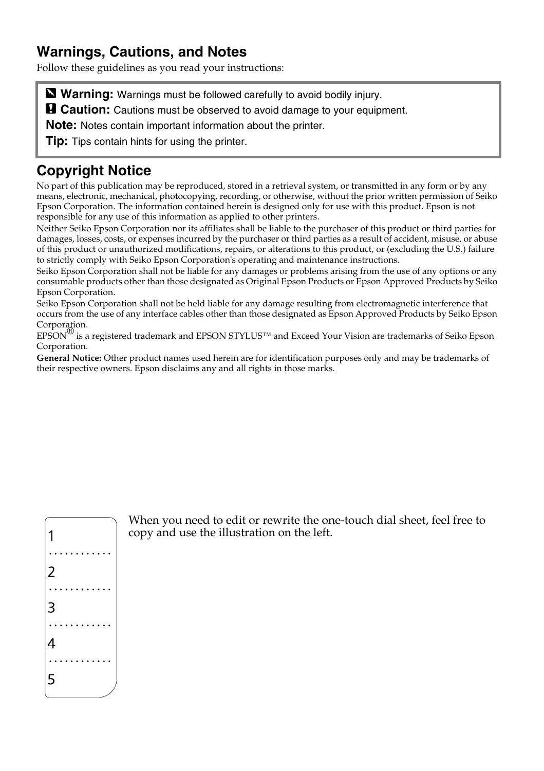## Warnings, Cautions, and Notes

Follow these guidelines as you read your instructions:

> **Warning:** Warnings must be followed carefully to avoid bodily injury.
>
> **Caution:** Cautions must be observed to avoid damage to your equipment.
>
> **Note:** Notes contain important information about the printer.
>
> **Tip:** Tips contain hints for using the printer.

## Copyright Notice

No part of this publication may be reproduced, stored in a retrieval system, or transmitted in any form or by any means, electronic, mechanical, photocopying, recording, or otherwise, without the prior written permission of Seiko Epson Corporation. The information contained herein is designed only for use with this product. Epson is not responsible for any use of this information as applied to other printers.

Neither Seiko Epson Corporation nor its affiliates shall be liable to the purchaser of this product or third parties for damages, losses, costs, or expenses incurred by the purchaser or third parties as a result of accident, misuse, or abuse of this product or unauthorized modifications, repairs, or alterations to this product, or (excluding the U.S.) failure to strictly comply with Seiko Epson Corporation's operating and maintenance instructions.

Seiko Epson Corporation shall not be liable for any damages or problems arising from the use of any options or any consumable products other than those designated as Original Epson Products or Epson Approved Products by Seiko Epson Corporation.

Seiko Epson Corporation shall not be held liable for any damage resulting from electromagnetic interference that occurs from the use of any interface cables other than those designated as Epson Approved Products by Seiko Epson Corporation.

EPSON® is a registered trademark and EPSON STYLUS™ and Exceed Your Vision are trademarks of Seiko Epson Corporation.

**General Notice:** Other product names used herein are for identification purposes only and may be trademarks of their respective owners. Epson disclaims any and all rights in those marks.

1
............
2
............
3
............
4
............
5

When you need to edit or rewrite the one-touch dial sheet, feel free to copy and use the illustration on the left.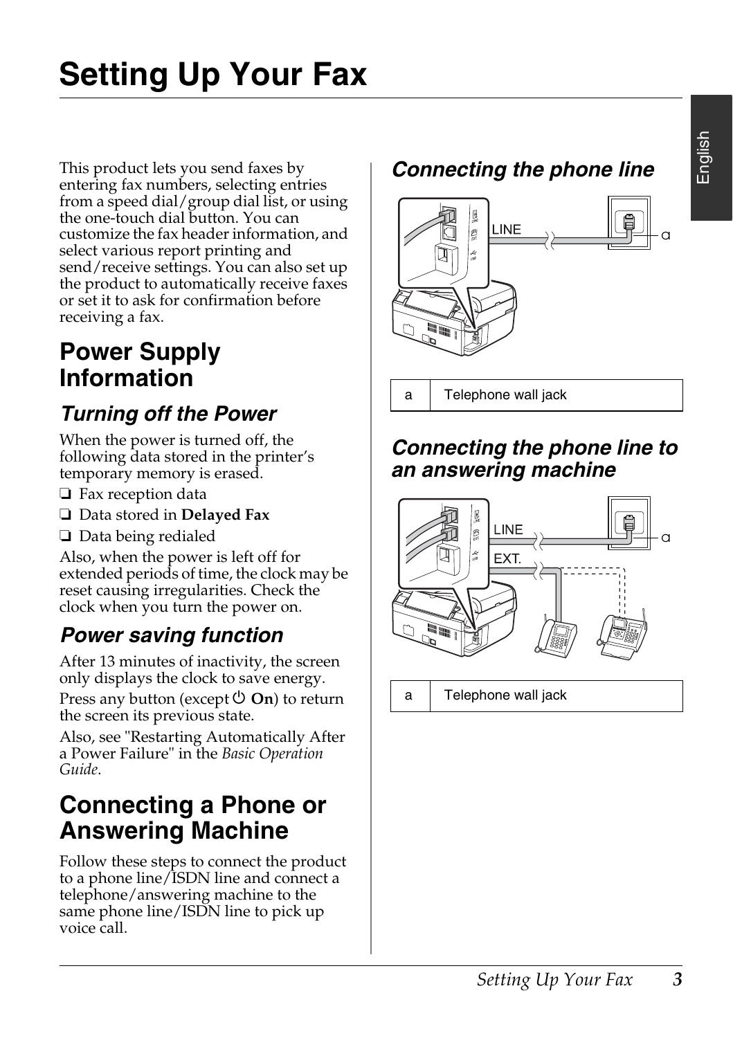# Setting Up Your Fax

This product lets you send faxes by entering fax numbers, selecting entries from a speed dial/group dial list, or using the one-touch dial button. You can customize the fax header information, and select various report printing and send/receive settings. You can also set up the product to automatically receive faxes or set it to ask for confirmation before receiving a fax.

## Power Supply Information

### Turning off the Power

When the power is turned off, the following data stored in the printer's temporary memory is erased.

- Fax reception data
- Data stored in **Delayed Fax**
- Data being redialed

Also, when the power is left off for extended periods of time, the clock may be reset causing irregularities. Check the clock when you turn the power on.

### Power saving function

After 13 minutes of inactivity, the screen only displays the clock to save energy.

Press any button (except **On**) to return the screen its previous state.

Also, see "Restarting Automatically After a Power Failure" in the *Basic Operation Guide*.

## Connecting a Phone or Answering Machine

Follow these steps to connect the product to a phone line/ISDN line and connect a telephone/answering machine to the same phone line/ISDN line to pick up voice call.

### Connecting the phone line

| a | Telephone wall jack |
|---|---|

### Connecting the phone line to an answering machine

| a | Telephone wall jack |
|---|---|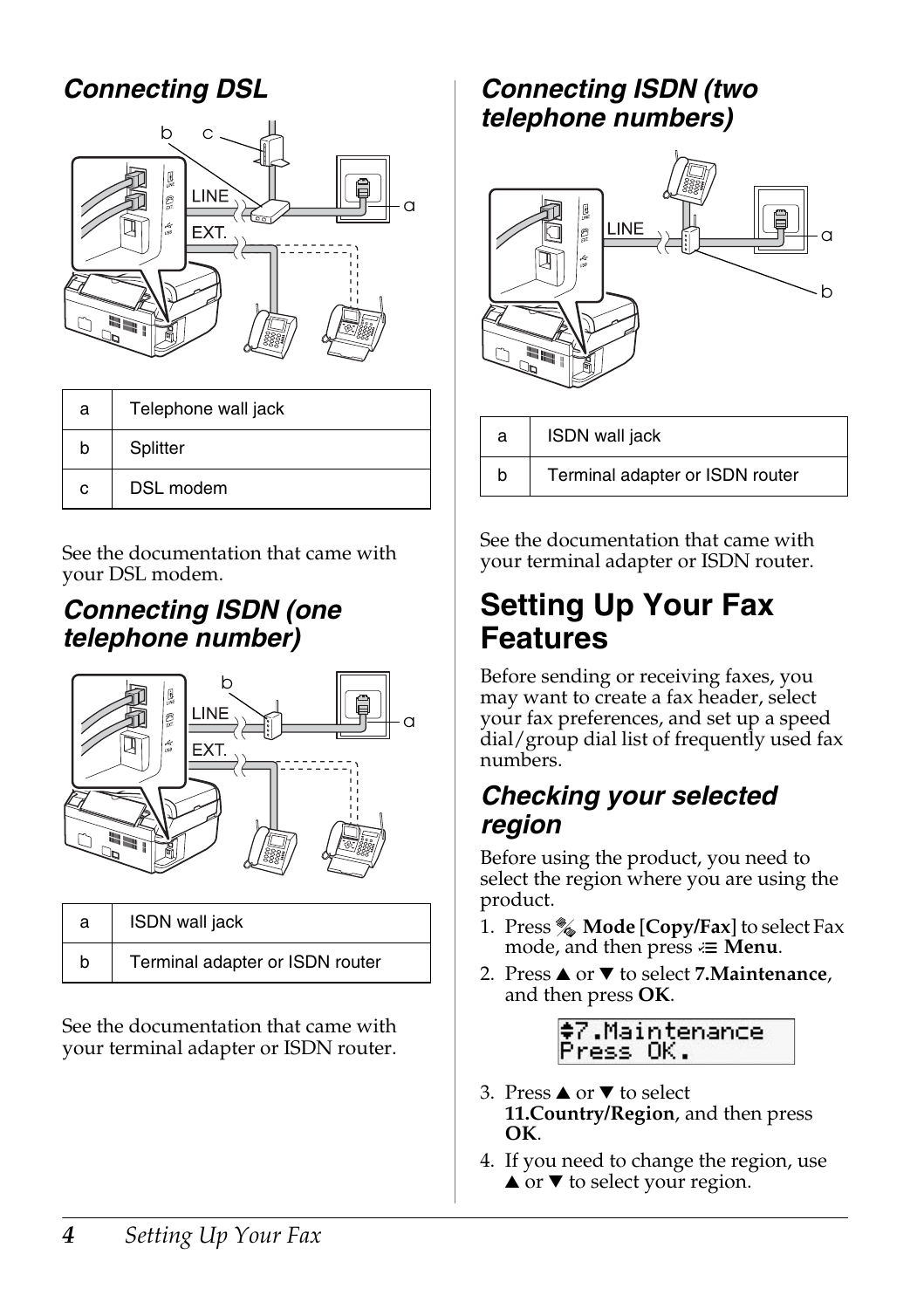## Connecting DSL

| a | Telephone wall jack |
|---|---|
| b | Splitter |
| c | DSL modem |

See the documentation that came with your DSL modem.

## Connecting ISDN (one telephone number)

| a | ISDN wall jack |
|---|---|
| b | Terminal adapter or ISDN router |

See the documentation that came with your terminal adapter or ISDN router.

## Connecting ISDN (two telephone numbers)

| a | ISDN wall jack |
|---|---|
| b | Terminal adapter or ISDN router |

See the documentation that came with your terminal adapter or ISDN router.

# Setting Up Your Fax Features

Before sending or receiving faxes, you may want to create a fax header, select your fax preferences, and set up a speed dial/group dial list of frequently used fax numbers.

## Checking your selected region

Before using the product, you need to select the region where you are using the product.

1. Press **Mode** [**Copy/Fax**] to select Fax mode, and then press **Menu**.
2. Press ▲ or ▼ to select **7.Maintenance**, and then press **OK**.

   ```
   ⇕7.Maintenance
   Press OK.
   ```

3. Press ▲ or ▼ to select **11.Country/Region**, and then press **OK**.
4. If you need to change the region, use ▲ or ▼ to select your region.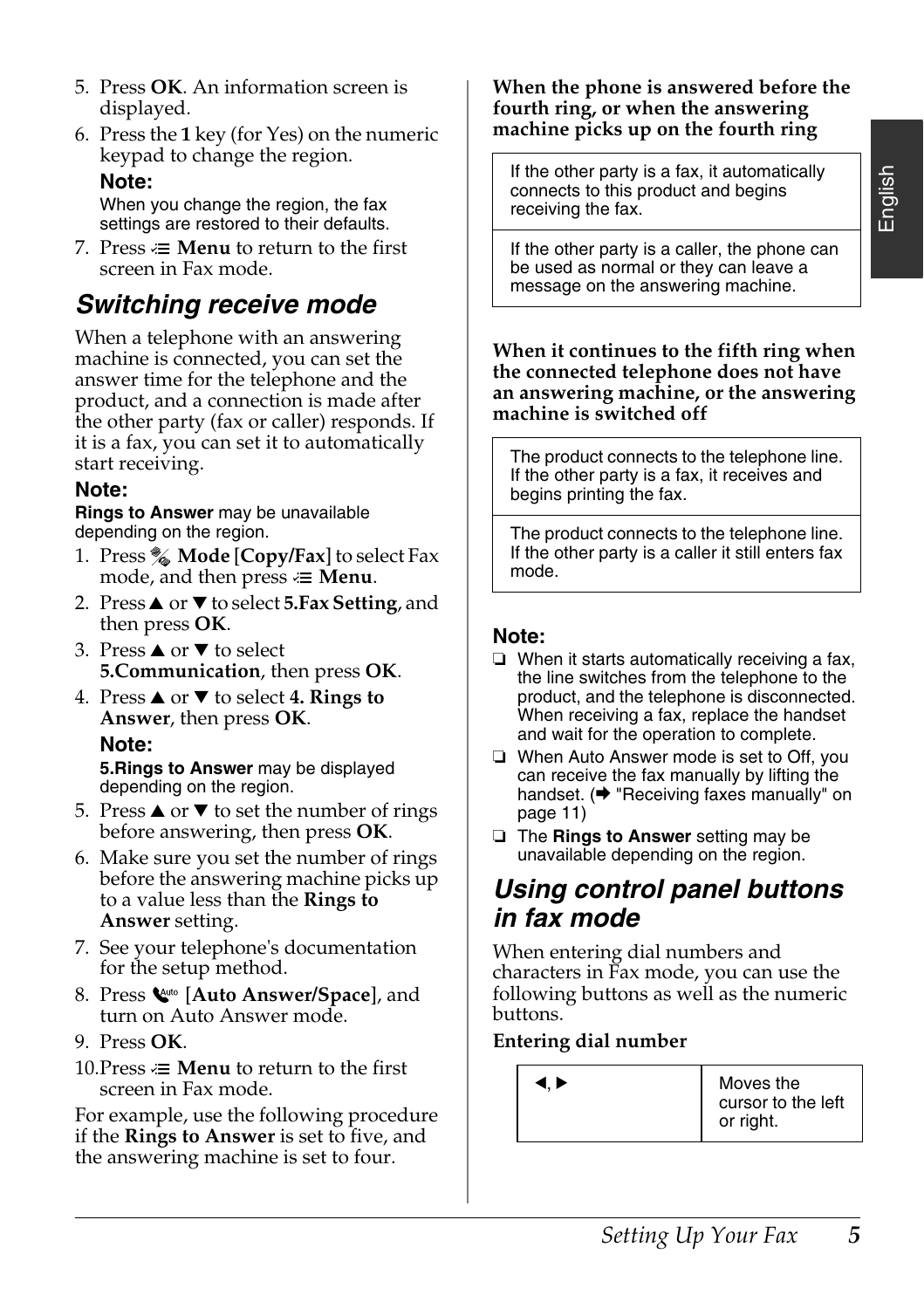5. Press **OK**. An information screen is displayed.
6. Press the **1** key (for Yes) on the numeric keypad to change the region.

   **Note:**
   When you change the region, the fax settings are restored to their defaults.
7. Press ≡ **Menu** to return to the first screen in Fax mode.

## Switching receive mode

When a telephone with an answering machine is connected, you can set the answer time for the telephone and the product, and a connection is made after the other party (fax or caller) responds. If it is a fax, you can set it to automatically start receiving.

**Note:**
**Rings to Answer** may be unavailable depending on the region.

1. Press **Mode [Copy/Fax]** to select Fax mode, and then press ≡ **Menu**.
2. Press ▲ or ▼ to select **5.Fax Setting**, and then press **OK**.
3. Press ▲ or ▼ to select **5.Communication**, then press **OK**.
4. Press ▲ or ▼ to select **4. Rings to Answer**, then press **OK**.

   **Note:**
   **5.Rings to Answer** may be displayed depending on the region.
5. Press ▲ or ▼ to set the number of rings before answering, then press **OK**.
6. Make sure you set the number of rings before the answering machine picks up to a value less than the **Rings to Answer** setting.
7. See your telephone's documentation for the setup method.
8. Press Auto **[Auto Answer/Space]**, and turn on Auto Answer mode.
9. Press **OK**.
10. Press ≡ **Menu** to return to the first screen in Fax mode.

For example, use the following procedure if the **Rings to Answer** is set to five, and the answering machine is set to four.

**When the phone is answered before the fourth ring, or when the answering machine picks up on the fourth ring**

| |
|---|
| If the other party is a fax, it automatically connects to this product and begins receiving the fax. |
| If the other party is a caller, the phone can be used as normal or they can leave a message on the answering machine. |

**When it continues to the fifth ring when the connected telephone does not have an answering machine, or the answering machine is switched off**

| |
|---|
| The product connects to the telephone line. If the other party is a fax, it receives and begins printing the fax. |
| The product connects to the telephone line. If the other party is a caller it still enters fax mode. |

**Note:**
- When it starts automatically receiving a fax, the line switches from the telephone to the product, and the telephone is disconnected. When receiving a fax, replace the handset and wait for the operation to complete.
- When Auto Answer mode is set to Off, you can receive the fax manually by lifting the handset. (➡ "Receiving faxes manually" on page 11)
- The **Rings to Answer** setting may be unavailable depending on the region.

## Using control panel buttons in fax mode

When entering dial numbers and characters in Fax mode, you can use the following buttons as well as the numeric buttons.

**Entering dial number**

| | |
|---|---|
| ◄, ► | Moves the cursor to the left or right. |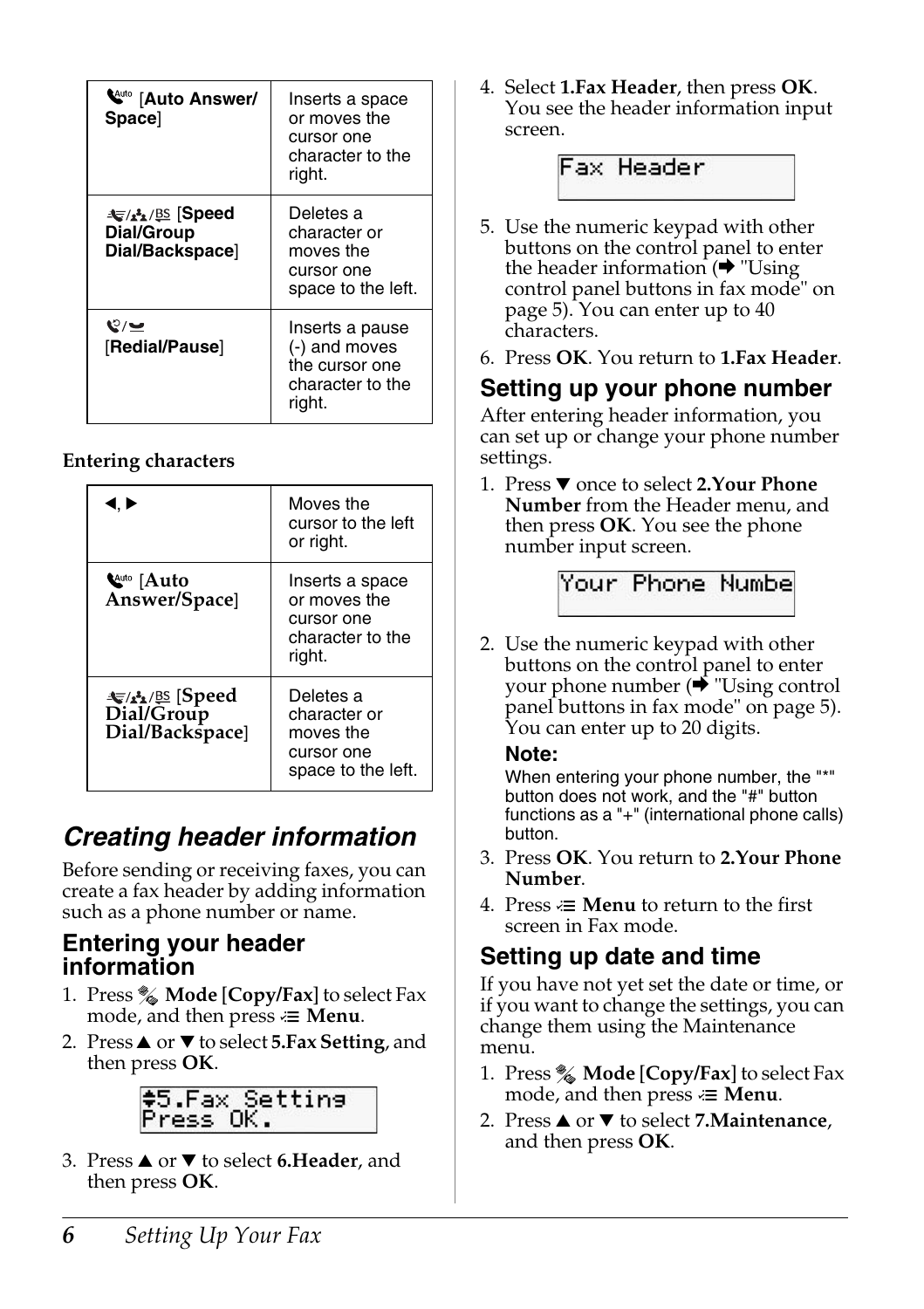| [Auto Answer/ Space] | Inserts a space or moves the cursor one character to the right. |
|---|---|
| [Speed Dial/Group Dial/Backspace] | Deletes a character or moves the cursor one space to the left. |
| [Redial/Pause] | Inserts a pause (-) and moves the cursor one character to the right. |

**Entering characters**

| ◀, ▶ | Moves the cursor to the left or right. |
|---|---|
| [**Auto Answer/Space**] | Inserts a space or moves the cursor one character to the right. |
| [**Speed Dial/Group Dial/Backspace**] | Deletes a character or moves the cursor one space to the left. |

## *Creating header information*

Before sending or receiving faxes, you can create a fax header by adding information such as a phone number or name.

### Entering your header information

1. Press **Mode [Copy/Fax]** to select Fax mode, and then press **Menu**.
2. Press ▲ or ▼ to select **5.Fax Setting**, and then press **OK**.

   ```
   ⇕5.Fax Setting
   Press OK.
   ```

3. Press ▲ or ▼ to select **6.Header**, and then press **OK**.
4. Select **1.Fax Header**, then press **OK**. You see the header information input screen.

   ```
   Fax Header
   ```

5. Use the numeric keypad with other buttons on the control panel to enter the header information (➡ "Using control panel buttons in fax mode" on page 5). You can enter up to 40 characters.
6. Press **OK**. You return to **1.Fax Header**.

### Setting up your phone number

After entering header information, you can set up or change your phone number settings.

1. Press ▼ once to select **2.Your Phone Number** from the Header menu, and then press **OK**. You see the phone number input screen.

   ```
   Your Phone Numbe
   ```

2. Use the numeric keypad with other buttons on the control panel to enter your phone number (➡ "Using control panel buttons in fax mode" on page 5). You can enter up to 20 digits.

   **Note:**
   When entering your phone number, the "*" button does not work, and the "#" button functions as a "+" (international phone calls) button.

3. Press **OK**. You return to **2.Your Phone Number**.
4. Press **Menu** to return to the first screen in Fax mode.

### Setting up date and time

If you have not yet set the date or time, or if you want to change the settings, you can change them using the Maintenance menu.

1. Press **Mode [Copy/Fax]** to select Fax mode, and then press **Menu**.
2. Press ▲ or ▼ to select **7.Maintenance**, and then press **OK**.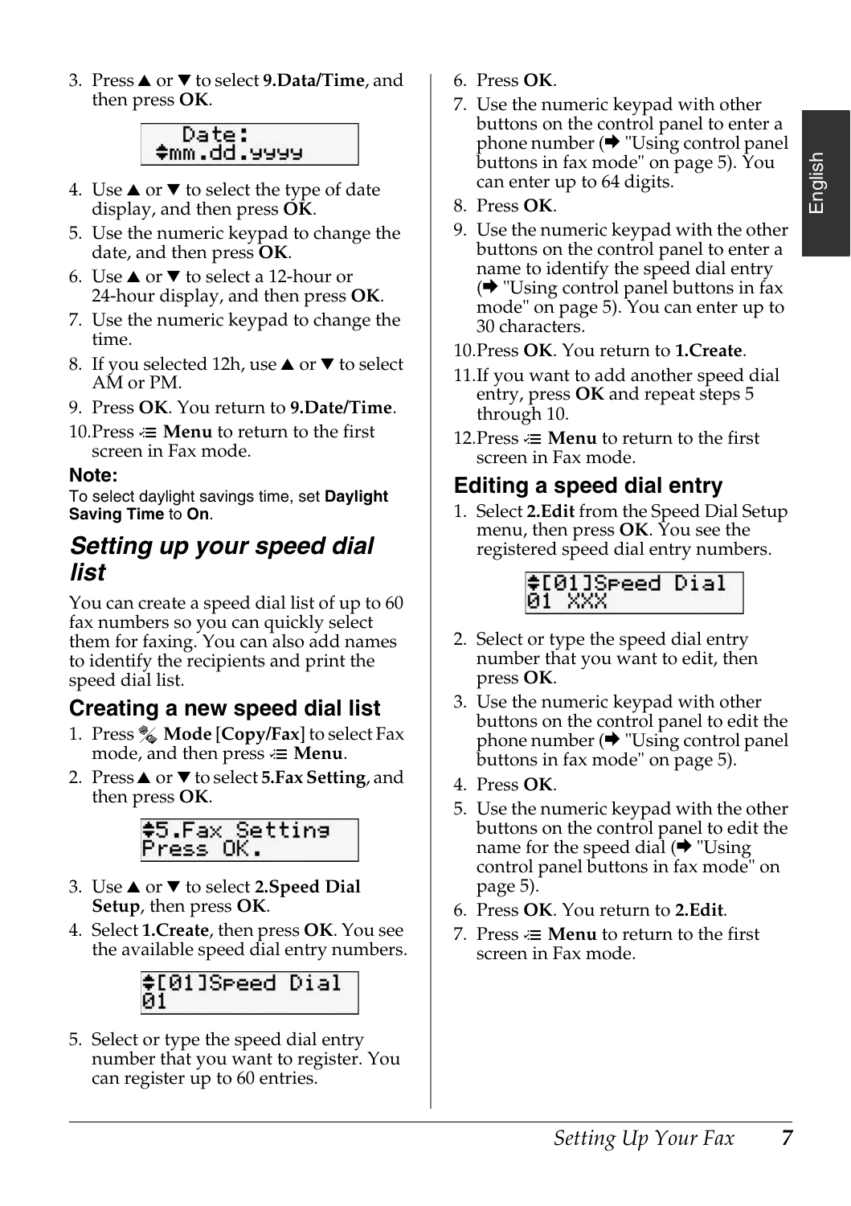3. Press ▲ or ▼ to select **9.Data/Time**, and then press **OK**.

```
   Date:
⇕mm.dd.yyyy
```

4. Use ▲ or ▼ to select the type of date display, and then press **OK**.
5. Use the numeric keypad to change the date, and then press **OK**.
6. Use ▲ or ▼ to select a 12-hour or 24-hour display, and then press **OK**.
7. Use the numeric keypad to change the time.
8. If you selected 12h, use ▲ or ▼ to select AM or PM.
9. Press **OK**. You return to **9.Date/Time**.
10. Press ≔ **Menu** to return to the first screen in Fax mode.

**Note:**
To select daylight savings time, set **Daylight Saving Time** to **On**.

## *Setting up your speed dial list*

You can create a speed dial list of up to 60 fax numbers so you can quickly select them for faxing. You can also add names to identify the recipients and print the speed dial list.

### Creating a new speed dial list

1. Press **Mode [Copy/Fax]** to select Fax mode, and then press ≔ **Menu**.
2. Press ▲ or ▼ to select **5.Fax Setting**, and then press **OK**.

```
⇕5.Fax Setting
Press OK.
```

3. Use ▲ or ▼ to select **2.Speed Dial Setup**, then press **OK**.
4. Select **1.Create**, then press **OK**. You see the available speed dial entry numbers.

```
⇕[01]Speed Dial
01
```

5. Select or type the speed dial entry number that you want to register. You can register up to 60 entries.
6. Press **OK**.
7. Use the numeric keypad with other buttons on the control panel to enter a phone number (➡ "Using control panel buttons in fax mode" on page 5). You can enter up to 64 digits.
8. Press **OK**.
9. Use the numeric keypad with the other buttons on the control panel to enter a name to identify the speed dial entry (➡ "Using control panel buttons in fax mode" on page 5). You can enter up to 30 characters.
10. Press **OK**. You return to **1.Create**.
11. If you want to add another speed dial entry, press **OK** and repeat steps 5 through 10.
12. Press ≔ **Menu** to return to the first screen in Fax mode.

### Editing a speed dial entry

1. Select **2.Edit** from the Speed Dial Setup menu, then press **OK**. You see the registered speed dial entry numbers.

```
⇕[01]Speed Dial
01 XXX
```

2. Select or type the speed dial entry number that you want to edit, then press **OK**.
3. Use the numeric keypad with other buttons on the control panel to edit the phone number (➡ "Using control panel buttons in fax mode" on page 5).
4. Press **OK**.
5. Use the numeric keypad with the other buttons on the control panel to edit the name for the speed dial (➡ "Using control panel buttons in fax mode" on page 5).
6. Press **OK**. You return to **2.Edit**.
7. Press ≔ **Menu** to return to the first screen in Fax mode.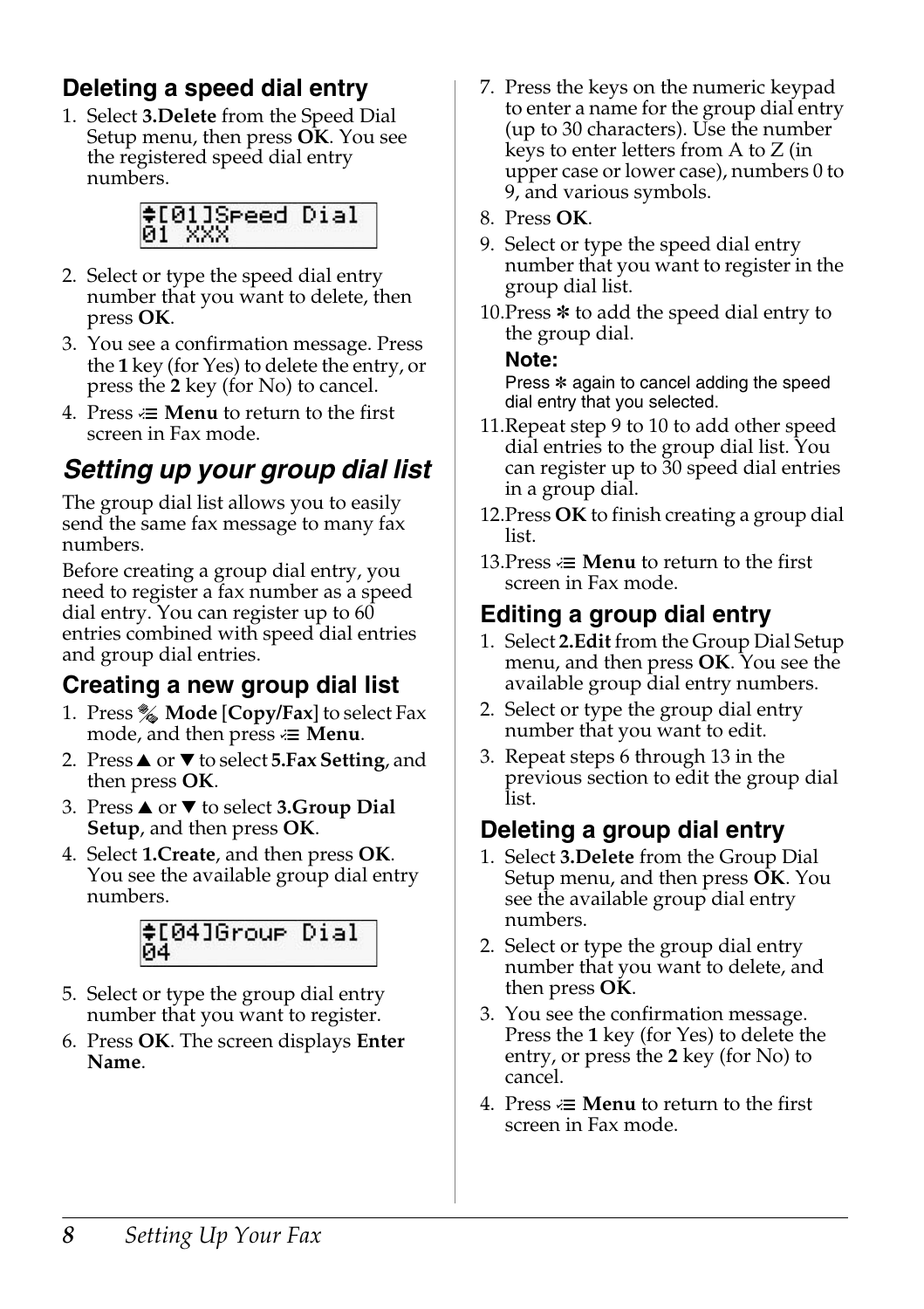### Deleting a speed dial entry

1. Select **3.Delete** from the Speed Dial Setup menu, then press **OK**. You see the registered speed dial entry numbers.

```
♦[01]Speed Dial
01 XXX
```

2. Select or type the speed dial entry number that you want to delete, then press **OK**.
3. You see a confirmation message. Press the **1** key (for Yes) to delete the entry, or press the **2** key (for No) to cancel.
4. Press ≡ **Menu** to return to the first screen in Fax mode.

## *Setting up your group dial list*

The group dial list allows you to easily send the same fax message to many fax numbers.

Before creating a group dial entry, you need to register a fax number as a speed dial entry. You can register up to 60 entries combined with speed dial entries and group dial entries.

### Creating a new group dial list

1. Press **Mode [Copy/Fax]** to select Fax mode, and then press ≡ **Menu**.
2. Press ▲ or ▼ to select **5.Fax Setting**, and then press **OK**.
3. Press ▲ or ▼ to select **3.Group Dial Setup**, and then press **OK**.
4. Select **1.Create**, and then press **OK**. You see the available group dial entry numbers.

```
♦[04]Group Dial
04
```

5. Select or type the group dial entry number that you want to register.
6. Press **OK**. The screen displays **Enter Name**.
7. Press the keys on the numeric keypad to enter a name for the group dial entry (up to 30 characters). Use the number keys to enter letters from A to Z (in upper case or lower case), numbers 0 to 9, and various symbols.
8. Press **OK**.
9. Select or type the speed dial entry number that you want to register in the group dial list.
10. Press ✻ to add the speed dial entry to the group dial.

    **Note:**
    Press ✻ again to cancel adding the speed dial entry that you selected.

11. Repeat step 9 to 10 to add other speed dial entries to the group dial list. You can register up to 30 speed dial entries in a group dial.
12. Press **OK** to finish creating a group dial list.
13. Press ≡ **Menu** to return to the first screen in Fax mode.

### Editing a group dial entry

1. Select **2.Edit** from the Group Dial Setup menu, and then press **OK**. You see the available group dial entry numbers.
2. Select or type the group dial entry number that you want to edit.
3. Repeat steps 6 through 13 in the previous section to edit the group dial list.

### Deleting a group dial entry

1. Select **3.Delete** from the Group Dial Setup menu, and then press **OK**. You see the available group dial entry numbers.
2. Select or type the group dial entry number that you want to delete, and then press **OK**.
3. You see the confirmation message. Press the **1** key (for Yes) to delete the entry, or press the **2** key (for No) to cancel.
4. Press ≡ **Menu** to return to the first screen in Fax mode.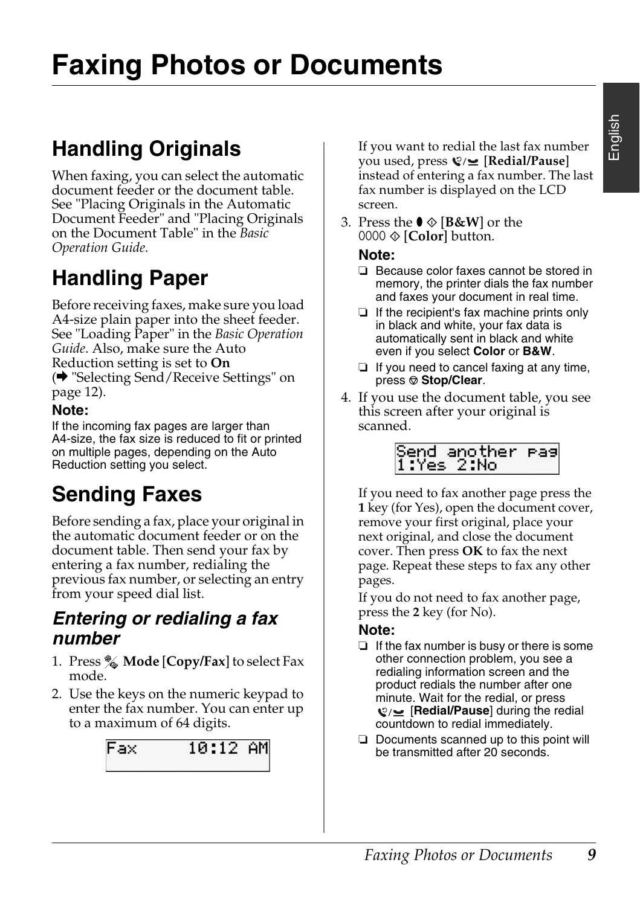# Faxing Photos or Documents

## Handling Originals

When faxing, you can select the automatic document feeder or the document table. See "Placing Originals in the Automatic Document Feeder" and "Placing Originals on the Document Table" in the *Basic Operation Guide*.

## Handling Paper

Before receiving faxes, make sure you load A4-size plain paper into the sheet feeder. See "Loading Paper" in the *Basic Operation Guide*. Also, make sure the Auto Reduction setting is set to **On** (➡ "Selecting Send/Receive Settings" on page 12).

**Note:**
If the incoming fax pages are larger than A4-size, the fax size is reduced to fit or printed on multiple pages, depending on the Auto Reduction setting you select.

## Sending Faxes

Before sending a fax, place your original in the automatic document feeder or on the document table. Then send your fax by entering a fax number, redialing the previous fax number, or selecting an entry from your speed dial list.

### *Entering or redialing a fax number*

1. Press **Mode [Copy/Fax]** to select Fax mode.
2. Use the keys on the numeric keypad to enter the fax number. You can enter up to a maximum of 64 digits.

```
Fax     10:12 AM
```

   If you want to redial the last fax number you used, press **[Redial/Pause]** instead of entering a fax number. The last fax number is displayed on the LCD screen.
3. Press the **[B&W]** or the **[Color]** button.

   **Note:**
   - Because color faxes cannot be stored in memory, the printer dials the fax number and faxes your document in real time.
   - If the recipient's fax machine prints only in black and white, your fax data is automatically sent in black and white even if you select **Color** or **B&W**.
   - If you need to cancel faxing at any time, press **Stop/Clear**.
4. If you use the document table, you see this screen after your original is scanned.

```
Send another pag
1:Yes 2:No
```

   If you need to fax another page press the **1** key (for Yes), open the document cover, remove your first original, place your next original, and close the document cover. Then press **OK** to fax the next page. Repeat these steps to fax any other pages.

   If you do not need to fax another page, press the **2** key (for No).

   **Note:**
   - If the fax number is busy or there is some other connection problem, you see a redialing information screen and the product redials the number after one minute. Wait for the redial, or press **[Redial/Pause]** during the redial countdown to redial immediately.
   - Documents scanned up to this point will be transmitted after 20 seconds.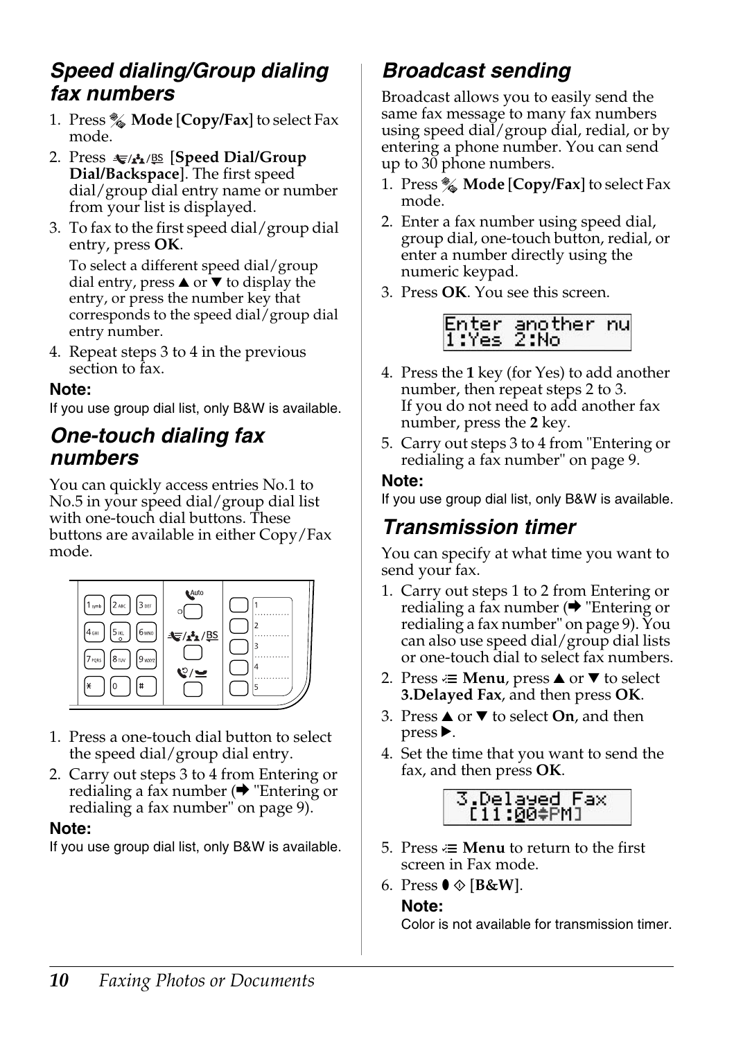## Speed dialing/Group dialing fax numbers

1. Press Mode [**Copy/Fax**] to select Fax mode.
2. Press [**Speed Dial/Group Dial/Backspace**]. The first speed dial/group dial entry name or number from your list is displayed.
3. To fax to the first speed dial/group dial entry, press **OK**.

   To select a different speed dial/group dial entry, press ▲ or ▼ to display the entry, or press the number key that corresponds to the speed dial/group dial entry number.
4. Repeat steps 3 to 4 in the previous section to fax.

**Note:**
If you use group dial list, only B&W is available.

## One-touch dialing fax numbers

You can quickly access entries No.1 to No.5 in your speed dial/group dial list with one-touch dial buttons. These buttons are available in either Copy/Fax mode.

1. Press a one-touch dial button to select the speed dial/group dial entry.
2. Carry out steps 3 to 4 from Entering or redialing a fax number (➡ "Entering or redialing a fax number" on page 9).

**Note:**
If you use group dial list, only B&W is available.

## Broadcast sending

Broadcast allows you to easily send the same fax message to many fax numbers using speed dial/group dial, redial, or by entering a phone number. You can send up to 30 phone numbers.

1. Press Mode [**Copy/Fax**] to select Fax mode.
2. Enter a fax number using speed dial, group dial, one-touch button, redial, or enter a number directly using the numeric keypad.
3. Press **OK**. You see this screen.

   Enter another nu
   1:Yes 2:No

4. Press the **1** key (for Yes) to add another number, then repeat steps 2 to 3.
   If you do not need to add another fax number, press the **2** key.
5. Carry out steps 3 to 4 from "Entering or redialing a fax number" on page 9.

**Note:**
If you use group dial list, only B&W is available.

## Transmission timer

You can specify at what time you want to send your fax.

1. Carry out steps 1 to 2 from Entering or redialing a fax number (➡ "Entering or redialing a fax number" on page 9). You can also use speed dial/group dial lists or one-touch dial to select fax numbers.
2. Press **Menu**, press ▲ or ▼ to select **3.Delayed Fax**, and then press **OK**.
3. Press ▲ or ▼ to select **On**, and then press ▶.
4. Set the time that you want to send the fax, and then press **OK**.

   3.Delayed Fax
   [11:00 PM]

5. Press **Menu** to return to the first screen in Fax mode.
6. Press [**B&W**].

   **Note:**
   Color is not available for transmission timer.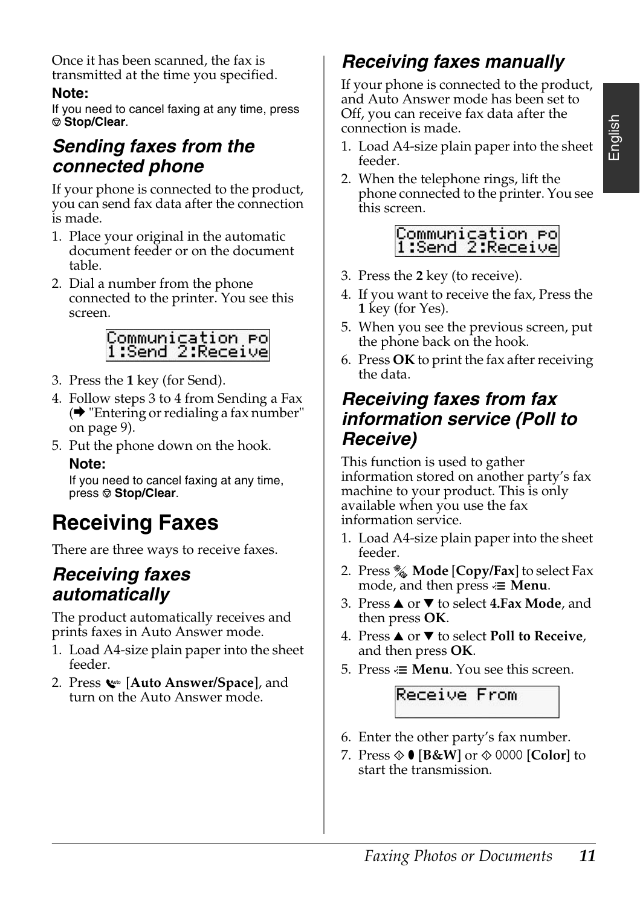Once it has been scanned, the fax is transmitted at the time you specified.

**Note:**
If you need to cancel faxing at any time, press ⊘ **Stop/Clear**.

### Sending faxes from the connected phone

If your phone is connected to the product, you can send fax data after the connection is made.

1. Place your original in the automatic document feeder or on the document table.
2. Dial a number from the phone connected to the printer. You see this screen.

```
Communication po
1:Send 2:Receive
```

3. Press the **1** key (for Send).
4. Follow steps 3 to 4 from Sending a Fax (➡ "Entering or redialing a fax number" on page 9).
5. Put the phone down on the hook.

**Note:**
If you need to cancel faxing at any time, press ⊘ **Stop/Clear**.

## Receiving Faxes

There are three ways to receive faxes.

### Receiving faxes automatically

The product automatically receives and prints faxes in Auto Answer mode.

1. Load A4-size plain paper into the sheet feeder.
2. Press [**Auto Answer/Space**], and turn on the Auto Answer mode.

### Receiving faxes manually

If your phone is connected to the product, and Auto Answer mode has been set to Off, you can receive fax data after the connection is made.

1. Load A4-size plain paper into the sheet feeder.
2. When the telephone rings, lift the phone connected to the printer. You see this screen.

```
Communication po
1:Send 2:Receive
```

3. Press the **2** key (to receive).
4. If you want to receive the fax, Press the **1** key (for Yes).
5. When you see the previous screen, put the phone back on the hook.
6. Press **OK** to print the fax after receiving the data.

### Receiving faxes from fax information service (Poll to Receive)

This function is used to gather information stored on another party's fax machine to your product. This is only available when you use the fax information service.

1. Load A4-size plain paper into the sheet feeder.
2. Press **Mode** [**Copy/Fax**] to select Fax mode, and then press **Menu**.
3. Press ▲ or ▼ to select **4.Fax Mode**, and then press **OK**.
4. Press ▲ or ▼ to select **Poll to Receive**, and then press **OK**.
5. Press **Menu**. You see this screen.

```
Receive From
```

6. Enter the other party's fax number.
7. Press ◇ [**B&W**] or ◇ [**Color**] to start the transmission.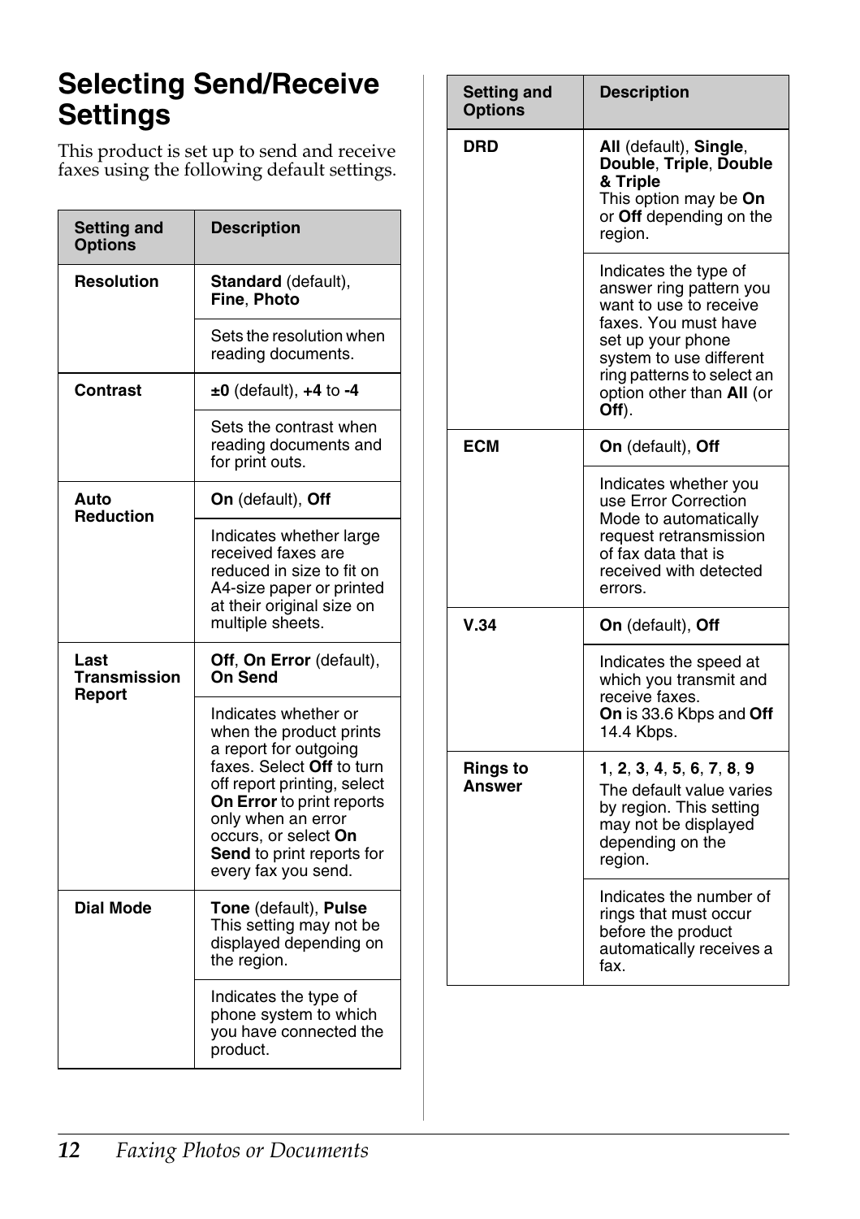# Selecting Send/Receive Settings

This product is set up to send and receive faxes using the following default settings.

| Setting and Options | Description |
|---|---|
| **Resolution** | **Standard** (default), **Fine**, **Photo** |
| | Sets the resolution when reading documents. |
| **Contrast** | **±0** (default), **+4** to **-4** |
| | Sets the contrast when reading documents and for print outs. |
| **Auto Reduction** | **On** (default), **Off** |
| | Indicates whether large received faxes are reduced in size to fit on A4-size paper or printed at their original size on multiple sheets. |
| **Last Transmission Report** | **Off**, **On Error** (default), **On Send** |
| | Indicates whether or when the product prints a report for outgoing faxes. Select **Off** to turn off report printing, select **On Error** to print reports only when an error occurs, or select **On Send** to print reports for every fax you send. |
| **Dial Mode** | **Tone** (default), **Pulse**<br>This setting may not be displayed depending on the region. |
| | Indicates the type of phone system to which you have connected the product. |
| **DRD** | **All** (default), **Single**, **Double**, **Triple**, **Double & Triple**<br>This option may be **On** or **Off** depending on the region. |
| | Indicates the type of answer ring pattern you want to use to receive faxes. You must have set up your phone system to use different ring patterns to select an option other than **All** (or **Off**). |
| **ECM** | **On** (default), **Off** |
| | Indicates whether you use Error Correction Mode to automatically request retransmission of fax data that is received with detected errors. |
| **V.34** | **On** (default), **Off** |
| | Indicates the speed at which you transmit and receive faxes.<br>**On** is 33.6 Kbps and **Off** 14.4 Kbps. |
| **Rings to Answer** | **1**, **2**, **3**, **4**, **5**, **6**, **7**, **8**, **9**<br>The default value varies by region. This setting may not be displayed depending on the region. |
| | Indicates the number of rings that must occur before the product automatically receives a fax. |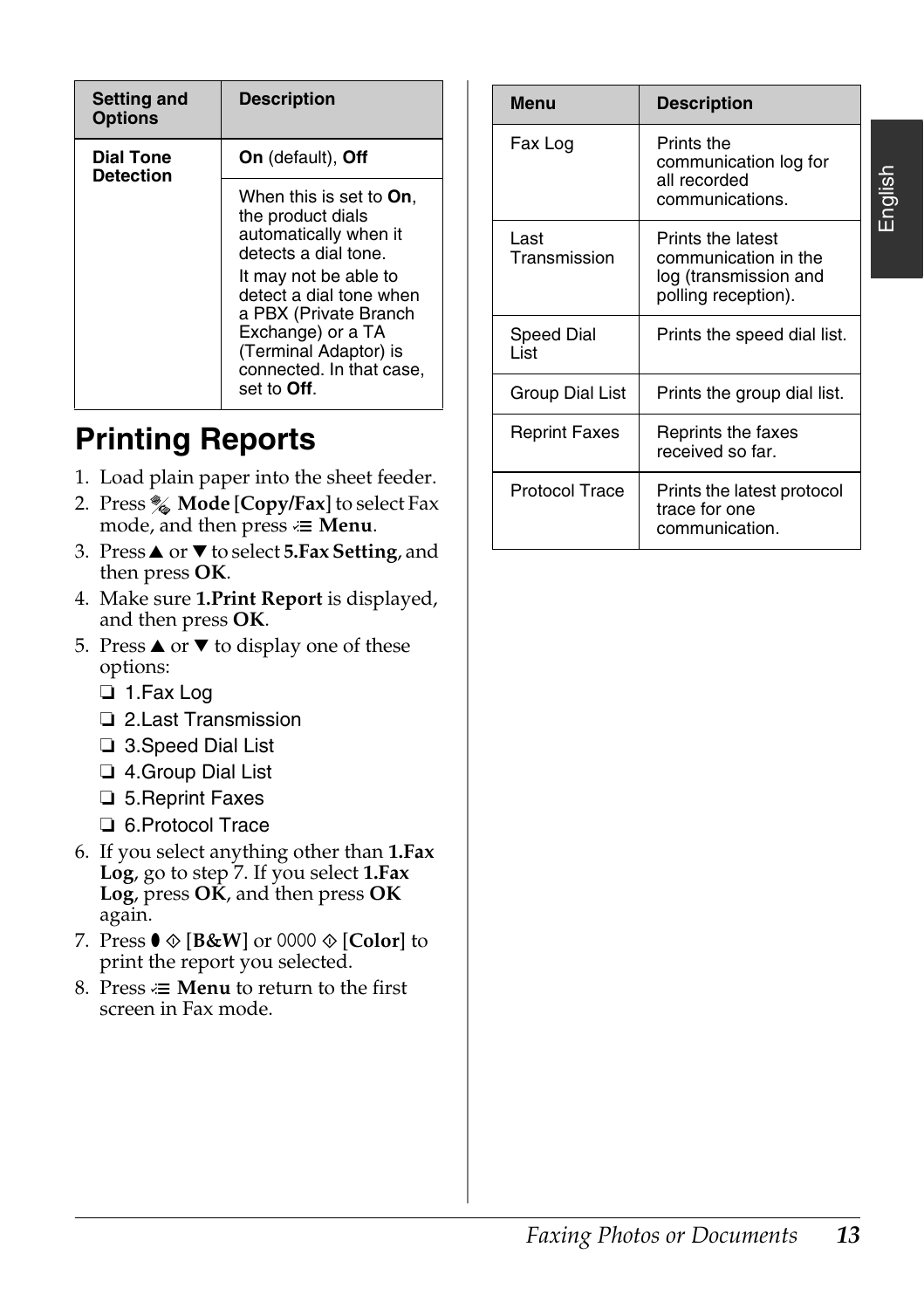| Setting and Options | Description |
|---|---|
| **Dial Tone Detection** | **On** (default), **Off** |
| | When this is set to **On**, the product dials automatically when it detects a dial tone.<br>It may not be able to detect a dial tone when a PBX (Private Branch Exchange) or a TA (Terminal Adaptor) is connected. In that case, set to **Off**. |

## Printing Reports

1. Load plain paper into the sheet feeder.
2. Press **Mode [Copy/Fax]** to select Fax mode, and then press **Menu**.
3. Press ▲ or ▼ to select **5.Fax Setting**, and then press **OK**.
4. Make sure **1.Print Report** is displayed, and then press **OK**.
5. Press ▲ or ▼ to display one of these options:
   - ❏ 1.Fax Log
   - ❏ 2.Last Transmission
   - ❏ 3.Speed Dial List
   - ❏ 4.Group Dial List
   - ❏ 5.Reprint Faxes
   - ❏ 6.Protocol Trace
6. If you select anything other than **1.Fax Log**, go to step 7. If you select **1.Fax Log**, press **OK**, and then press **OK** again.
7. Press ◊ **[B&W]** or ◊ **[Color]** to print the report you selected.
8. Press **Menu** to return to the first screen in Fax mode.

| Menu | Description |
|---|---|
| Fax Log | Prints the communication log for all recorded communications. |
| Last Transmission | Prints the latest communication in the log (transmission and polling reception). |
| Speed Dial List | Prints the speed dial list. |
| Group Dial List | Prints the group dial list. |
| Reprint Faxes | Reprints the faxes received so far. |
| Protocol Trace | Prints the latest protocol trace for one communication. |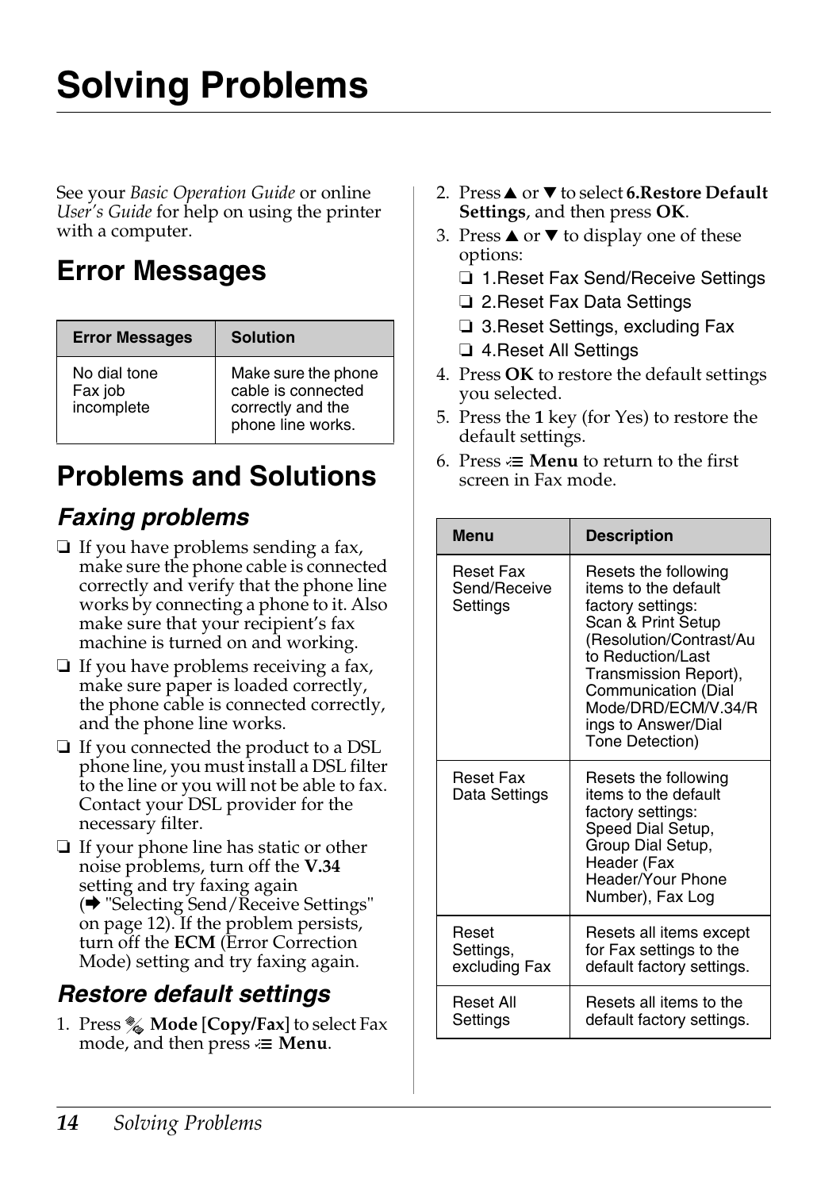# Solving Problems

See your *Basic Operation Guide* or online *User's Guide* for help on using the printer with a computer.

## Error Messages

| Error Messages | Solution |
|---|---|
| No dial tone<br>Fax job incomplete | Make sure the phone cable is connected correctly and the phone line works. |

## Problems and Solutions

### *Faxing problems*

- If you have problems sending a fax, make sure the phone cable is connected correctly and verify that the phone line works by connecting a phone to it. Also make sure that your recipient's fax machine is turned on and working.
- If you have problems receiving a fax, make sure paper is loaded correctly, the phone cable is connected correctly, and the phone line works.
- If you connected the product to a DSL phone line, you must install a DSL filter to the line or you will not be able to fax. Contact your DSL provider for the necessary filter.
- If your phone line has static or other noise problems, turn off the **V.34** setting and try faxing again (➡ "Selecting Send/Receive Settings" on page 12). If the problem persists, turn off the **ECM** (Error Correction Mode) setting and try faxing again.

### *Restore default settings*

1. Press **Mode [Copy/Fax]** to select Fax mode, and then press **Menu**.
2. Press ▲ or ▼ to select **6.Restore Default Settings**, and then press **OK**.
3. Press ▲ or ▼ to display one of these options:
   - 1.Reset Fax Send/Receive Settings
   - 2.Reset Fax Data Settings
   - 3.Reset Settings, excluding Fax
   - 4.Reset All Settings
4. Press **OK** to restore the default settings you selected.
5. Press the **1** key (for Yes) to restore the default settings.
6. Press **Menu** to return to the first screen in Fax mode.

| Menu | Description |
|---|---|
| Reset Fax Send/Receive Settings | Resets the following items to the default factory settings:<br>Scan & Print Setup (Resolution/Contrast/Auto Reduction/Last Transmission Report), Communication (Dial Mode/DRD/ECM/V.34/Rings to Answer/Dial Tone Detection) |
| Reset Fax Data Settings | Resets the following items to the default factory settings:<br>Speed Dial Setup, Group Dial Setup, Header (Fax Header/Your Phone Number), Fax Log |
| Reset Settings, excluding Fax | Resets all items except for Fax settings to the default factory settings. |
| Reset All Settings | Resets all items to the default factory settings. |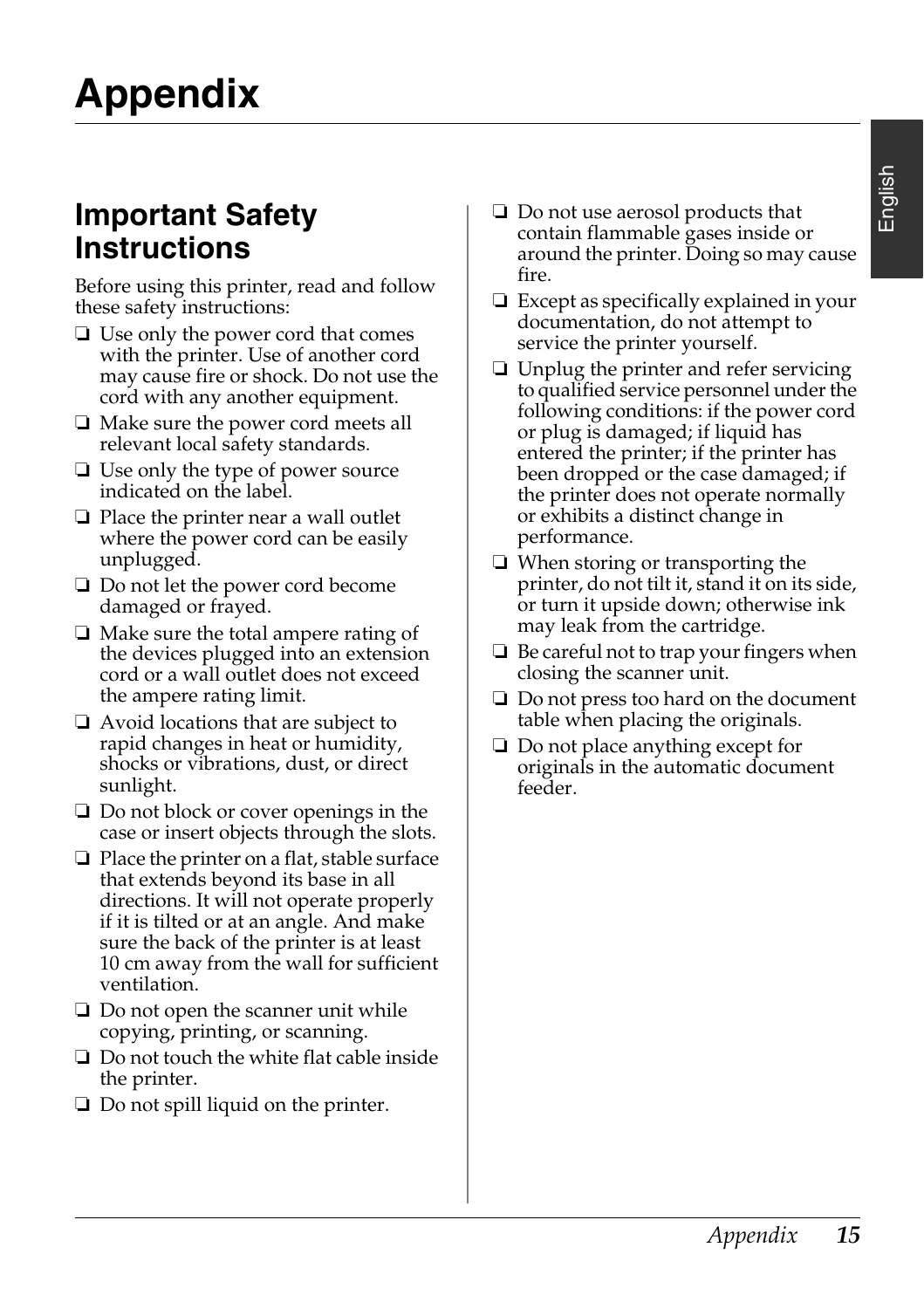# Appendix

## Important Safety Instructions

Before using this printer, read and follow these safety instructions:

- Use only the power cord that comes with the printer. Use of another cord may cause fire or shock. Do not use the cord with any another equipment.
- Make sure the power cord meets all relevant local safety standards.
- Use only the type of power source indicated on the label.
- Place the printer near a wall outlet where the power cord can be easily unplugged.
- Do not let the power cord become damaged or frayed.
- Make sure the total ampere rating of the devices plugged into an extension cord or a wall outlet does not exceed the ampere rating limit.
- Avoid locations that are subject to rapid changes in heat or humidity, shocks or vibrations, dust, or direct sunlight.
- Do not block or cover openings in the case or insert objects through the slots.
- Place the printer on a flat, stable surface that extends beyond its base in all directions. It will not operate properly if it is tilted or at an angle. And make sure the back of the printer is at least 10 cm away from the wall for sufficient ventilation.
- Do not open the scanner unit while copying, printing, or scanning.
- Do not touch the white flat cable inside the printer.
- Do not spill liquid on the printer.
- Do not use aerosol products that contain flammable gases inside or around the printer. Doing so may cause fire.
- Except as specifically explained in your documentation, do not attempt to service the printer yourself.
- Unplug the printer and refer servicing to qualified service personnel under the following conditions: if the power cord or plug is damaged; if liquid has entered the printer; if the printer has been dropped or the case damaged; if the printer does not operate normally or exhibits a distinct change in performance.
- When storing or transporting the printer, do not tilt it, stand it on its side, or turn it upside down; otherwise ink may leak from the cartridge.
- Be careful not to trap your fingers when closing the scanner unit.
- Do not press too hard on the document table when placing the originals.
- Do not place anything except for originals in the automatic document feeder.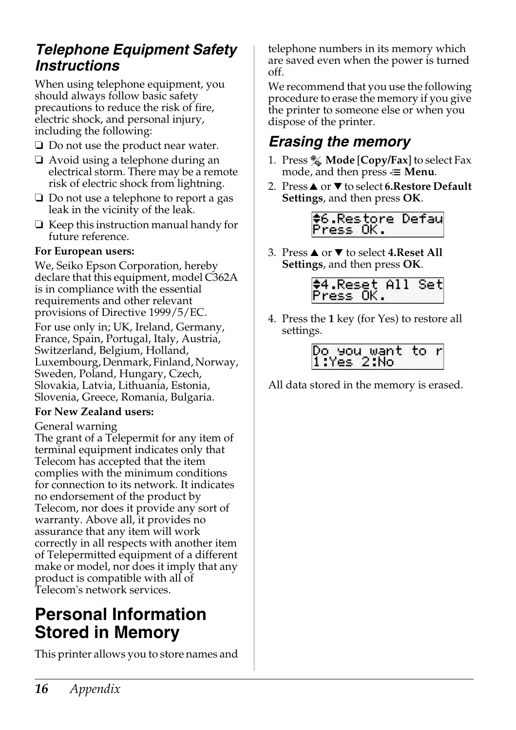### Telephone Equipment Safety Instructions

When using telephone equipment, you should always follow basic safety precautions to reduce the risk of fire, electric shock, and personal injury, including the following:

- Do not use the product near water.
- Avoid using a telephone during an electrical storm. There may be a remote risk of electric shock from lightning.
- Do not use a telephone to report a gas leak in the vicinity of the leak.
- Keep this instruction manual handy for future reference.

**For European users:**

We, Seiko Epson Corporation, hereby declare that this equipment, model C362A is in compliance with the essential requirements and other relevant provisions of Directive 1999/5/EC.

For use only in; UK, Ireland, Germany, France, Spain, Portugal, Italy, Austria, Switzerland, Belgium, Holland, Luxembourg, Denmark, Finland, Norway, Sweden, Poland, Hungary, Czech, Slovakia, Latvia, Lithuania, Estonia, Slovenia, Greece, Romania, Bulgaria.

**For New Zealand users:**

General warning
The grant of a Telepermit for any item of terminal equipment indicates only that Telecom has accepted that the item complies with the minimum conditions for connection to its network. It indicates no endorsement of the product by Telecom, nor does it provide any sort of warranty. Above all, it provides no assurance that any item will work correctly in all respects with another item of Telepermitted equipment of a different make or model, nor does it imply that any product is compatible with all of Telecom's network services.

## Personal Information Stored in Memory

This printer allows you to store names and telephone numbers in its memory which are saved even when the power is turned off.

We recommend that you use the following procedure to erase the memory if you give the printer to someone else or when you dispose of the printer.

### Erasing the memory

1. Press **Mode** [**Copy/Fax**] to select Fax mode, and then press **Menu**.
2. Press ▲ or ▼ to select **6.Restore Default Settings**, and then press **OK**.

   ```
   ♦6.Restore Defau
   Press OK.
   ```

3. Press ▲ or ▼ to select **4.Reset All Settings**, and then press **OK**.

   ```
   ♦4.Reset All Set
   Press OK.
   ```

4. Press the **1** key (for Yes) to restore all settings.

   ```
   Do you want to r
   1:Yes 2:No
   ```

All data stored in the memory is erased.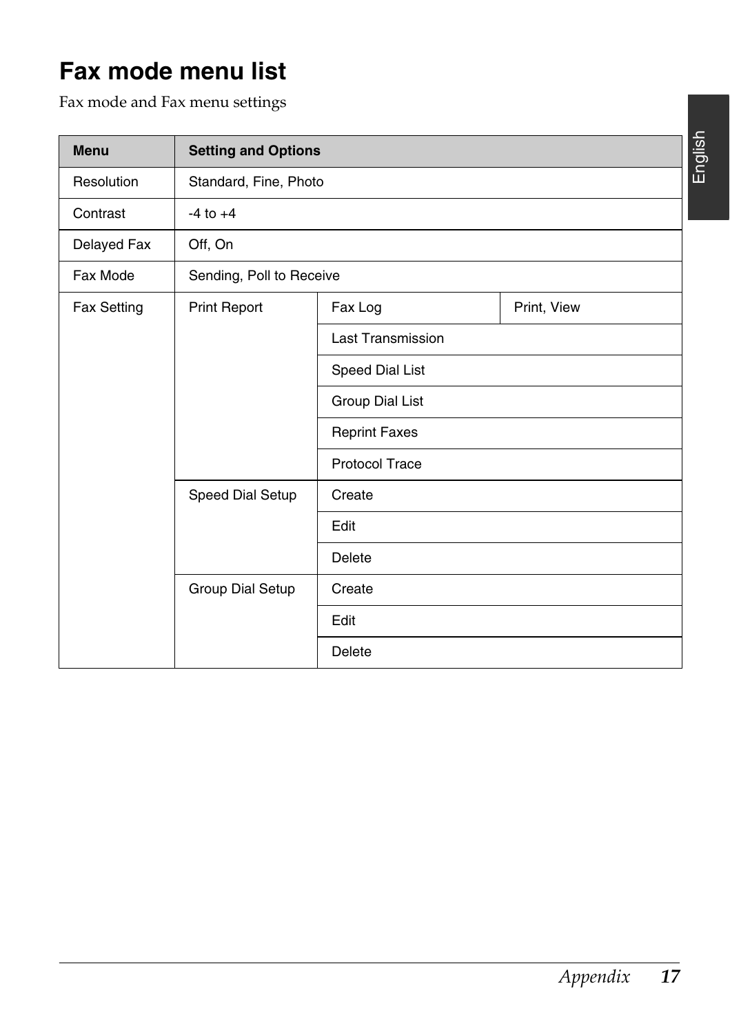# Fax mode menu list

Fax mode and Fax menu settings

| Menu | Setting and Options | | |
|---|---|---|---|
| Resolution | Standard, Fine, Photo | | |
| Contrast | -4 to +4 | | |
| Delayed Fax | Off, On | | |
| Fax Mode | Sending, Poll to Receive | | |
| Fax Setting | Print Report | Fax Log | Print, View |
| | | Last Transmission | |
| | | Speed Dial List | |
| | | Group Dial List | |
| | | Reprint Faxes | |
| | | Protocol Trace | |
| | Speed Dial Setup | Create | |
| | | Edit | |
| | | Delete | |
| | Group Dial Setup | Create | |
| | | Edit | |
| | | Delete | |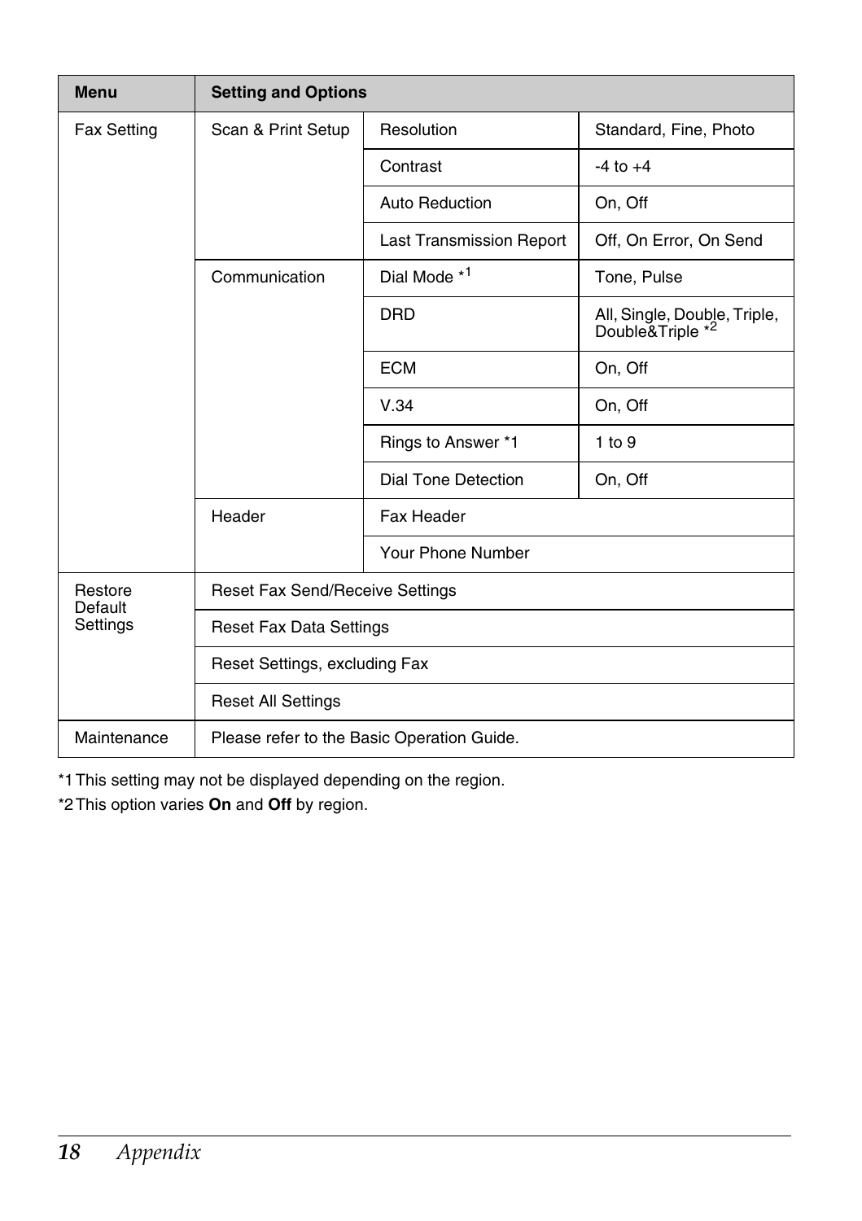| Menu | Setting and Options | | |
|---|---|---|---|
| Fax Setting | Scan & Print Setup | Resolution | Standard, Fine, Photo |
| | | Contrast | -4 to +4 |
| | | Auto Reduction | On, Off |
| | | Last Transmission Report | Off, On Error, On Send |
| | Communication | Dial Mode *1 | Tone, Pulse |
| | | DRD | All, Single, Double, Triple, Double&Triple *2 |
| | | ECM | On, Off |
| | | V.34 | On, Off |
| | | Rings to Answer *1 | 1 to 9 |
| | | Dial Tone Detection | On, Off |
| | Header | Fax Header | |
| | | Your Phone Number | |
| Restore Default Settings | Reset Fax Send/Receive Settings | | |
| | Reset Fax Data Settings | | |
| | Reset Settings, excluding Fax | | |
| | Reset All Settings | | |
| Maintenance | Please refer to the Basic Operation Guide. | | |

*1 This setting may not be displayed depending on the region.

*2 This option varies **On** and **Off** by region.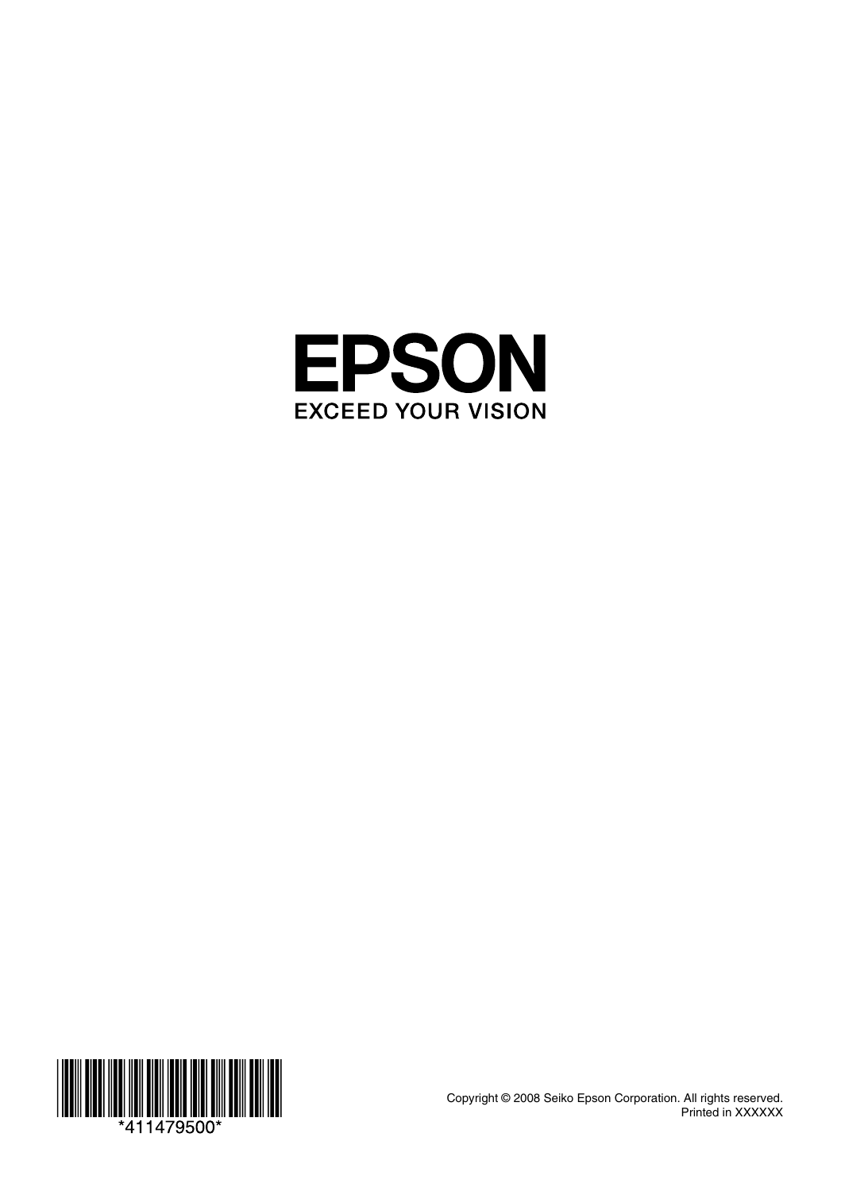EPSON

EXCEED YOUR VISION

*411479500*

Copyright © 2008 Seiko Epson Corporation. All rights reserved.
Printed in XXXXXX